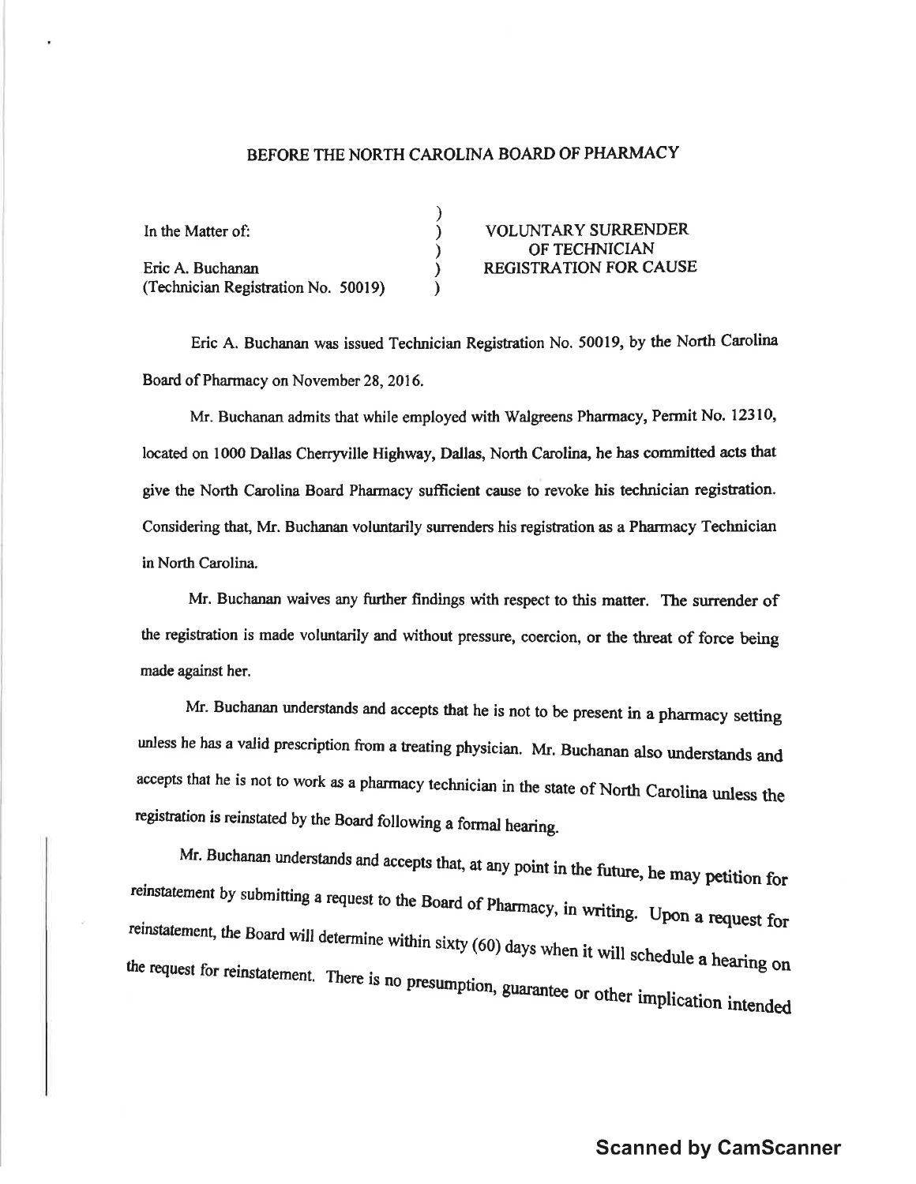# BEFORE THE NORTH CAROLINA BOARD OF PHARMACY

| | | |
|---|---|---|
| In the Matter of: | ) | VOLUNTARY SURRENDER |
| | ) | OF TECHNICIAN |
| Eric A. Buchanan | ) | REGISTRATION FOR CAUSE |
| (Technician Registration No. 50019) | ) | |

Eric A. Buchanan was issued Technician Registration No. 50019, by the North Carolina Board of Pharmacy on November 28, 2016.

Mr. Buchanan admits that while employed with Walgreens Pharmacy, Permit No. 12310, located on 1000 Dallas Cherryville Highway, Dallas, North Carolina, he has committed acts that give the North Carolina Board Pharmacy sufficient cause to revoke his technician registration. Considering that, Mr. Buchanan voluntarily surrenders his registration as a Pharmacy Technician in North Carolina.

Mr. Buchanan waives any further findings with respect to this matter. The surrender of the registration is made voluntarily and without pressure, coercion, or the threat of force being made against her.

Mr. Buchanan understands and accepts that he is not to be present in a pharmacy setting unless he has a valid prescription from a treating physician. Mr. Buchanan also understands and accepts that he is not to work as a pharmacy technician in the state of North Carolina unless the registration is reinstated by the Board following a formal hearing.

Mr. Buchanan understands and accepts that, at any point in the future, he may petition for reinstatement by submitting a request to the Board of Pharmacy, in writing. Upon a request for reinstatement, the Board will determine within sixty (60) days when it will schedule a hearing on the request for reinstatement. There is no presumption, guarantee or other implication intended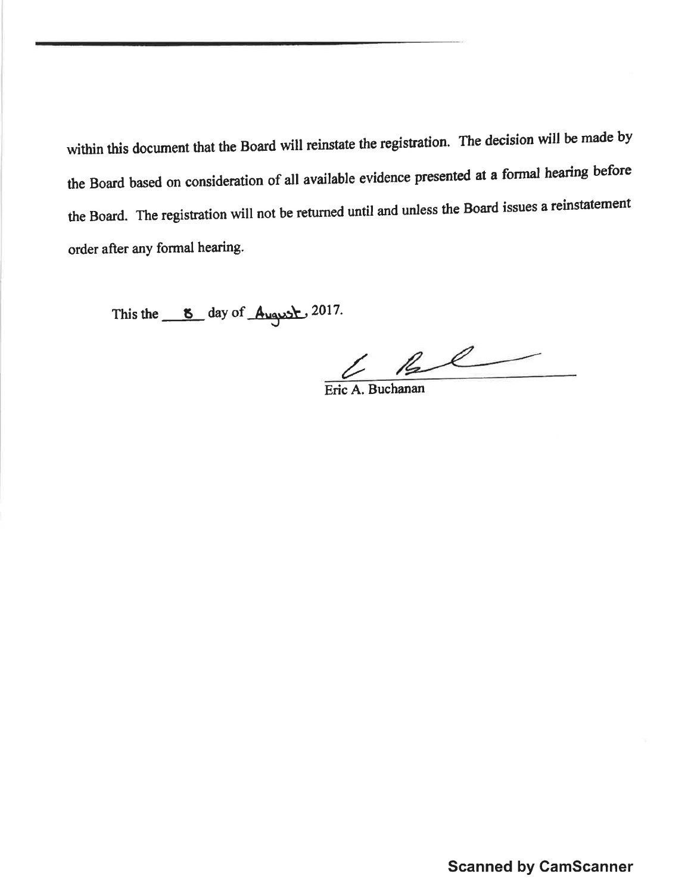within this document that the Board will reinstate the registration. The decision will be made by the Board based on consideration of all available evidence presented at a formal hearing before the Board. The registration will not be returned until and unless the Board issues a reinstatement order after any formal hearing.

This the 8 day of August, 2017.

Eric A. Buchanan

Scanned by CamScanner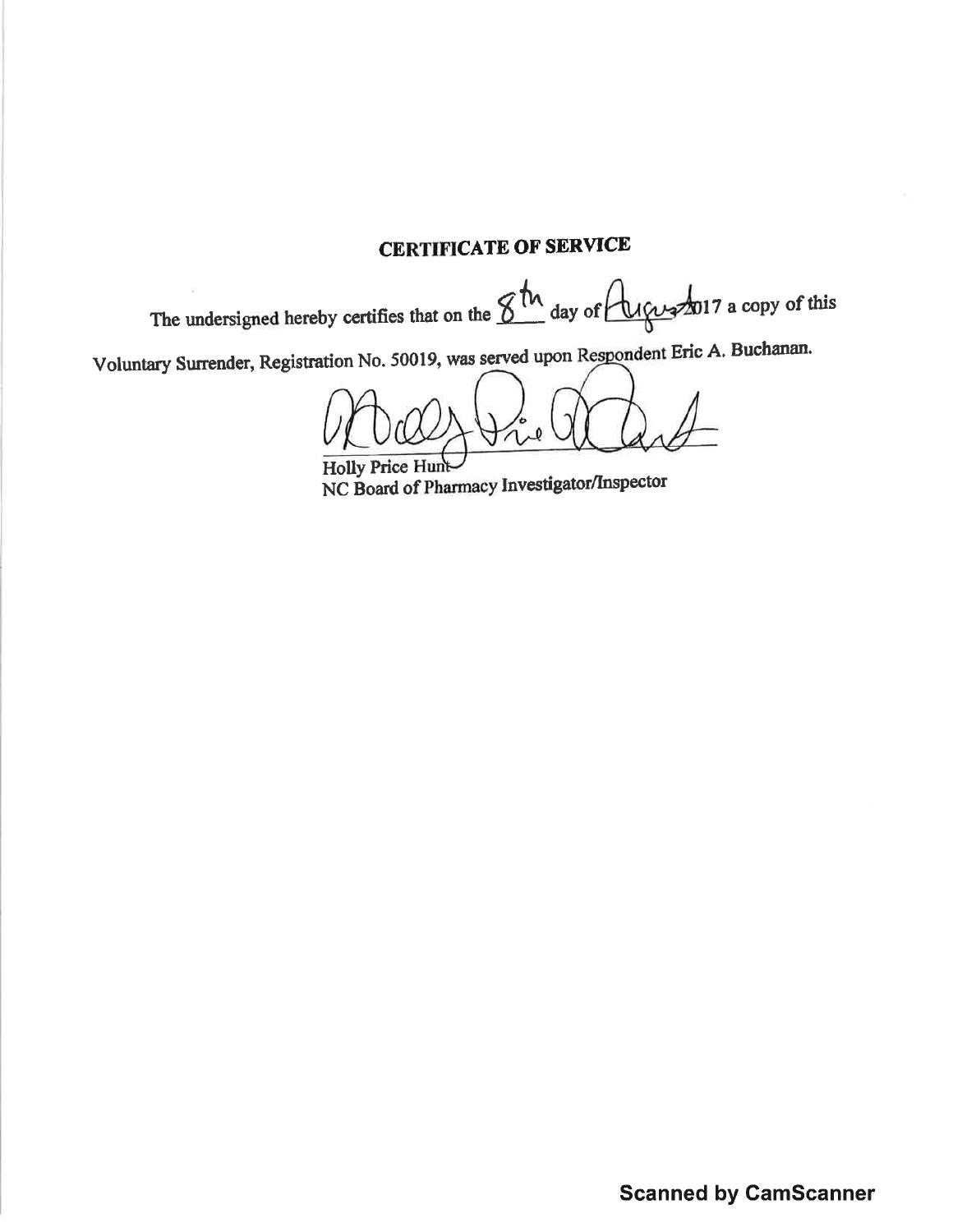# CERTIFICATE OF SERVICE

The undersigned hereby certifies that on the 8th day of August 2017 a copy of this Voluntary Surrender, Registration No. 50019, was served upon Respondent Eric A. Buchanan.

Holly Price Hunt
NC Board of Pharmacy Investigator/Inspector

Scanned by CamScanner